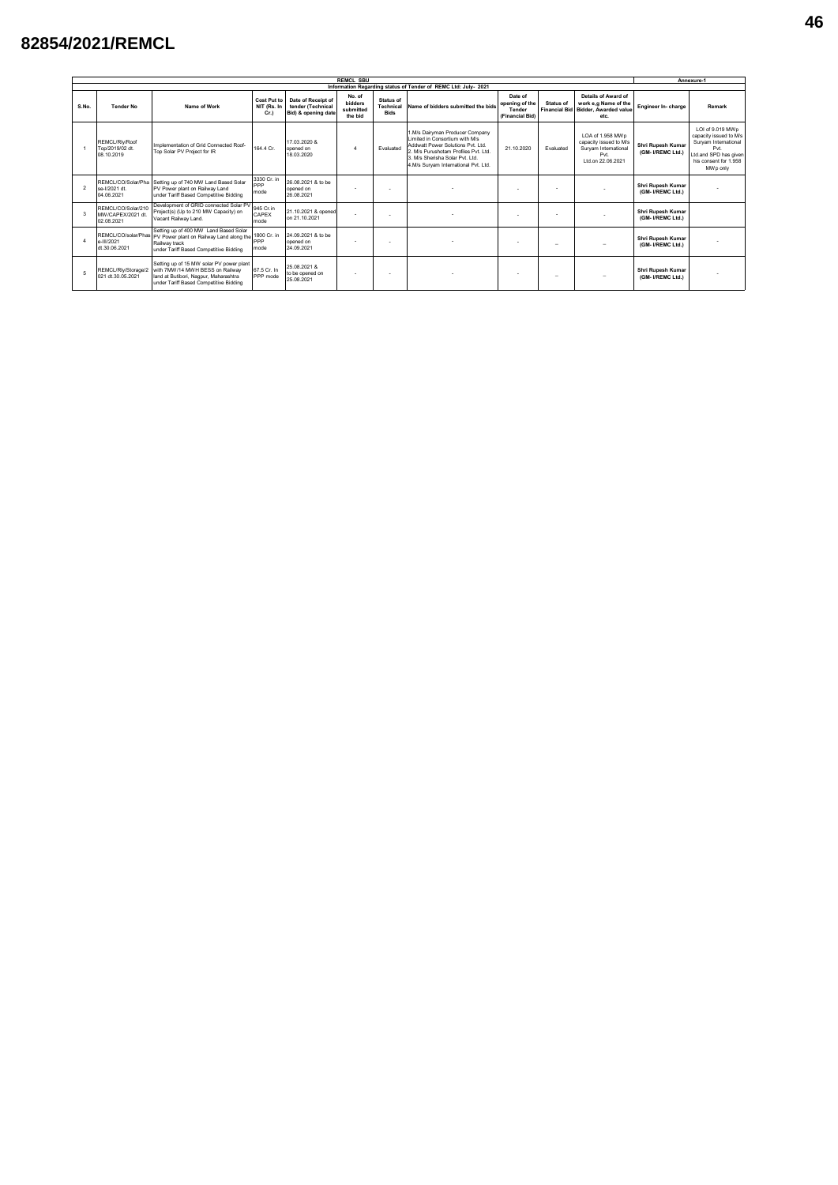# 82854/2021/REMCL

| REMCL SBU | | | | | | | | | | | | Annexure-1 |
|---|---|---|---|---|---|---|---|---|---|---|---|---|
| Information Regarding status of Tender of REMC Ltd: July- 2021 | | | | | | | | | | | | |
| S.No. | Tender No | Name of Work | Cost Put to NIT (Rs. In Cr.) | Date of Receipt of tender (Technical Bid) & opening date | No. of bidders submitted the bid | Status of Technical Bids | Name of bidders submitted the bids | Date of opening of the Tender (Financial Bid) | Status of Financial Bid | Details of Award of work e,g Name of the Bidder, Awarded value etc. | Engineer In- charge | Remark |
| 1 | REMCL/Rly/Roof Top/2019/02 dt. 08.10.2019 | Implementation of Grid Connected Roof-Top Solar PV Project for IR | 164.4 Cr. | 17.03.2020 & opened on 18.03.2020 | 4 | Evaluated | 1.M/s Dairyman Producer Company Limited in Consortium with M/s Addwatt Power Solutions Pvt. Ltd. 2. M/s Purushotam Profiles Pvt. Ltd. 3. M/s Sherisha Solar Pvt. Ltd. 4.M/s Suryam International Pvt. Ltd. | 21.10.2020 | Evaluated | LOA of 1.958 MWp capacity issued to M/s Suryam International Pvt. Ltd.on 22.06.2021 | Shri Rupesh Kumar (GM- I/REMC Ltd.) | LOI of 9.019 MWp capacity issued to M/s Suryam International Pvt. Ltd.and SPD has given his consent for 1.958 MWp only |
| 2 | REMCL/CO/Solar/Phase-I/2021 dt. 04.06.2021 | Setting up of 740 MW Land Based Solar PV Power plant on Railway Land under Tariff Based Competitive Bidding | 3330 Cr. in PPP mode | 26.08.2021 & to be opened on 26.08.2021 | - | - | - | - | - | - | Shri Rupesh Kumar (GM- I/REMC Ltd.) | - |
| 3 | REMCL/CO/Solar/210 MW/CAPEX/2021 dt. 02.08.2021 | Development of GRID connected Solar PV Project(s) (Up to 210 MW Capacity) on Vacant Railway Land. | 945 Cr.in CAPEX mode | 21.10.2021 & opened on 21.10.2021 | - | - | - | - | - | - | Shri Rupesh Kumar (GM- I/REMC Ltd.) | |
| 4 | REMCL/CO/solar/Phase-III/2021 dt.30.06.2021 | Setting up of 400 MW Land Based Solar PV Power plant on Railway Land along the Railway track under Tariff Based Competitive Bidding | 1800 Cr. in PPP mode | 24.09.2021 & to be opened on 24.09.2021 | - | - | - | - | _ | _ | Shri Rupesh Kumar (GM- I/REMC Ltd.) | - |
| 5 | REMCL/Rly/Storage/2021 dt.30.05.2021 | Setting up of 15 MW solar PV power plant with 7MW/14 MWH BESS on Railway land at Butibori, Nagpur, Maharashtra under Tariff Based Competitive Bidding | 67.5 Cr. In PPP mode | 25.08.2021 & to be opened on 25.08.2021 | - | - | - | - | _ | _ | Shri Rupesh Kumar (GM- I/REMC Ltd.) | - |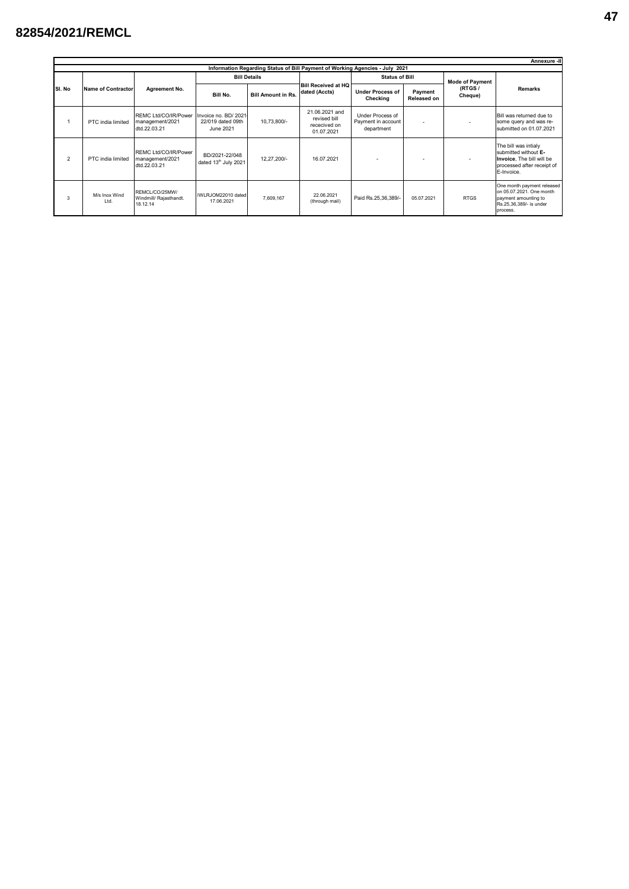82854/2021/REMCL

**Annexure -II**

**Information Regarding Status of Bill Payment of Working Agencies - July 2021**

| Sl. No | Name of Contractor | Agreement No. | Bill Details | | Bill Received at HQ dated (Accts) | Status of Bill | | Mode of Payment (RTGS / Cheque) | Remarks |
|---|---|---|---|---|---|---|---|---|---|
| | | | Bill No. | Bill Amount in Rs. | | Under Process of Checking | Payment Released on | | |
| 1 | PTC india limited | REMC Ltd/CO/IR/Power management/2021 dtd.22.03.21 | Invoice no. BD/ 2021-22/019 dated 09th June 2021 | 10,73,800/- | 21.06.2021 and revised bill rececived on 01.07.2021 | Under Process of Payment in account department | - | - | Bill was returned due to some query and was re-submitted on 01.07.2021 |
| 2 | PTC india limited | REMC Ltd/CO/IR/Power management/2021 dtd.22.03.21 | BD/2021-22/048 dated 13th July 2021 | 12,27,200/- | 16.07.2021 | - | - | - | The bill was intialy submitted without **E-Invoice**, The bill will be processed after receipt of E-Invoice. |
| 3 | M/s Inox Wind Ltd. | REMCL/CO/25MW/ Windmill/ Rajasthandt. 18.12.14 | IWLRJOM22010 dated 17.06.2021 | 7,609,167 | 22.06.2021 (through mail) | Paid Rs.25,36,389/- | 05.07.2021 | RTGS | One month payment released on 05.07.2021. One month payment amounting to Rs.25,36,389/- is under process. |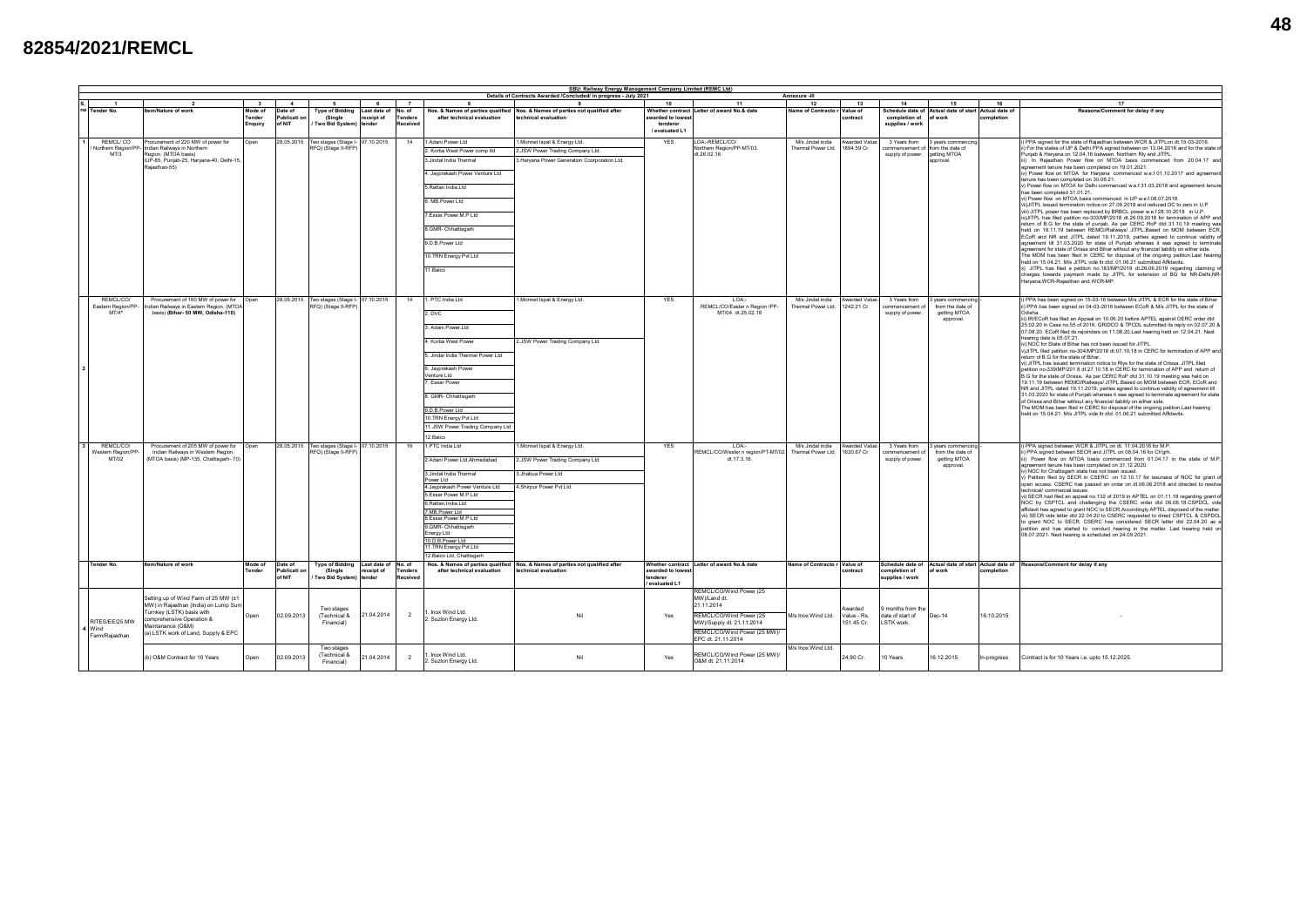# 82854/2021/REMCL

**SBU: Railway Energy Management Company Limited (REMC Ltd)**

**Details of Contracts Awarded /Concluded/ in progress - July 2021**

**Annexure -III**

| S. no | Tender No. | Item/Nature of work | Mode of Tender Enquiry | Date of Publication of NIT | Type of Bidding (Single / Two Bid System) | Last date of receipt of tender | No. of Tenders Received | Nos. & Names of parties qualified after technical evaluation | Nos. & Names of parties not qualified after technical evaluation | Whether contract awarded to lowest tenderer / evaluated L1 | Letter of award No.& date | Name of Contractor | Value of contract | Schedule date of completion of supplies / work | Actual date of start of work | Actual date of completion | Reasons/Comment for delay if any |
|---|---|---|---|---|---|---|---|---|---|---|---|---|---|---|---|---|---|
| | 1 | 2 | 3 | 4 | 5 | 6 | 7 | 8 | 9 | 10 | 11 | 12 | 13 | 14 | 15 | 16 | 17 |
| 1 | REMCL/ CO / Northern Region/PP-MT/3 | Procurement of 220 MW of power for Indian Railways in Northern Region. (MTOA basis) (UP-85, Punjab-25, Haryana-40, Delhi-15, Rajasthan-55) | Open | 28.05.2015 | Two stages (Stage I-RFQ) (Stage II-RFP) | 07.10.2015 | 14 | 1.Adani Power Ltd<br>2. Korba West Power comp ltd<br>3.Jindal India Thermal<br>4. Jayprakash Power Venture Ltd<br>5.Rattan.India.Ltd<br>6. MB.Power Ltd<br>7.Essar.Power.M.P Ltd<br>8.GMR- Chhattisgarh<br>9.D.B.Power Ltd<br>10.TRN Energy Pvt Ltd<br>11.Balco | 1.Monnet Ispat & Energy Ltd.<br>2.JSW Power Trading Company Ltd.<br>3.Haryana Power Generation Coorporation Ltd. | YES | LOA:-REMCL/CO/ Northern Region/PP-MT/03. dt.26.02.16 | M/s Jindal india Thermal Power Ltd. | Awarded Value: 1894.59 Cr. | 3 Years from commencement of supply of power. | 3 years commencing from the date of getting MTOA approval. | | i) PPA signed for the state of Rajasthan between WCR & JITPLon dt.15-03-2016.<br>ii) For the states of UP & Delhi PPA signed between on 13.04.2016 and for the state of Punjab & Haryana on 12.04.16 between Northern Rly and JITPL.<br>iii) In Rajasthan Power flow on MTOA basis commenced from 20.04.17 and agreement tenure has been completed on 19.01.2021.<br>iv) Power flow on MTOA for Haryana commenced w.e.f 01.10.2017 and agreement tenure has been completed on 30.06.21.<br>v) Power flow on MTOA for Delhi commenced w.e.f 31.03.2018 and agreement tenure has been completed 31.01.21.<br>vi) Power flow on MTOA basis commenced in UP w.e.f.08.07.2018.<br>vii)JITPL issued termination notice on 27.09.2018 and reduced DC to zero in U.P<br>viii) JITPL power has been replaced by BRBCL power w.e.f 28.10.2018 in U.P.<br>ix)JITPL has filed petition no-303/MP/2018 dt.26.09.2018 for termination of APP and return of B.G for the state of punjab. As per CERC RoP dtd 31.10.19 meeting was held on 19.11.19 between REMC/Railways/ JITPL.Based on MOM between ECR, ECoR and NR and JITPL dated 19.11.2019, parties agreed to continue validity of agreement till 31.03.2020 for state of Punjab whereas it was agreed to terminate agreement for state of Orissa and Bihar without any financial liability on either side. The MOM has been filed in CERC for disposal of the ongoing petition.Last hearing held on 15.04.21. M/s JITPL vide ltr dtd. 01.06.21 submitted Affidavits.<br>x) JITPL has filed a petition no.183/MP/2019 dt.28.05.2019 regarding claiming of charges towards payment made by JITPL for extension of BG for NR-Delhi,NR-Haryana,WCR-Rajasthan and WCR-MP. |
| 2 | REMCL/CO/ Eastern Region/PP-MT/4* | Procurement of 160 MW of power for Indian Railways in Eastern Region. (MTOA basis) (Bihar- 50 MW, Odisha-110) | Open | 28.05.2015 | Two stages (Stage I-RFQ) (Stage II-RFP) | 07.10.2015 | 14 | 1. PTC India Ltd<br>2. DVC<br>3. Adani /Power Ltd<br>4. Korba West Power<br>5. Jindal India Thermal Power Ltd<br>6. Jayprakesh Power Venture Ltd<br>7. Essar Power<br>8. GMR- Chhattisgarh<br>9.D.B.Power Ltd<br>10.TRN Energy Pvt Ltd<br>11.JSW Power Trading Company Ltd<br>12.Balco | 1.Monnet Ispat & Energy Ltd.<br>2.JSW Power Trading Company Ltd | YES | LOA:- REMCL/CO/Easter n Region /PP-MT/04. dt.25.02.16 | M/s Jindal india Thermal Power Ltd. | Awarded Value: 1242.21 Cr. | 3 Years from commencement of supply of power. | 3 years commencing from the date of getting MTOA approval. | - | i) PPA has been signed on 15-03-16 between M/s JITPL & ECR for the state of Bihar.<br>ii) PPA has been signed on 04-03-2016 between ECoR & M/s JITPL for the state of Odisha.<br>iii) IR/ECoR has filed an Appeal on 10.06.20 before APTEL against OERC order dtd 25.02.20 in Case no.55 of 2016. GRIDCO & TPCDL submitted its reply on 02.07.20 & 07.08.20. ECoR filed its rejoinders on 11.08.20.Last hearing held on 12.04.21. Next hearing date is 05.07.21.<br>iv) NOC for State of Bihar has not been issued for JITPL.<br>v)JITPL filed petition no-304/MP/2018 dt.07.10.18 in CERC for termination of APP and return of B.G for the state of Bihar.<br>vi) JITPL has issued termination notice to Rlys for the state of Orissa. JITPL filed petition no-339/MP/201 8 dt.27.10.18 in CERC for termination of APP and return of B.G for the state of Orissa. As per CERC RoP dtd 31.10.19 meeting was held on 19.11.19 between REMC/Railways/ JITPL.Based on MOM between ECR, ECoR and NR and JITPL dated 19.11.2019, parties agreed to continue validity of agreement till 31.03.2020 for state of Punjab whereas it was agreed to terminate agreement for state of Orissa and Bihar without any financial liability on either side.<br>The MOM has been filed in CERC for disposal of the ongoing petition.Last hearing held on 15.04.21. M/s JITPL vide ltr dtd. 01.06.21 submitted Affidavits. |
| 3 | REMCL/CO/ Western Region/PP-MT/02 | Procurement of 205 MW of power for Indian Railways in Western Region. (MTOA basis) (MP-135, Chattisgarh- 70) | Open | 28.05.2015 | Two stages (Stage I-RFQ) (Stage II-RFP) | 07.10.2015 | 16 | 1.PTC India Ltd<br>2.Adani Power Ltd.Ahmedabad<br>3.Jindal India Thermal Power Ltd<br>4.Jayprakesh Power Venture Ltd<br>5.Essar Power M.P Ltd<br>6.Rattan.India.Ltd<br>7.MB.Power Ltd<br>8.Essar.Power.M.P Ltd<br>9.GMR- Chhattisgarh Energy Ltd<br>10.D.B.Power Ltd<br>11.TRN Energy Pvt Ltd<br>12.Balco Ltd, Chattisgarh | 1.Monnet Ispat & Energy Ltd.<br>2.JSW Power Trading Company Ltd<br>3.Jhabua Power Ltd.<br>4.Shirpur Power Pvt Ltd | YES | LOA:- REMCL/CO/Wester n region/PT-MT/02 dt.17.3.16. | M/s Jindal india Thermal Power Ltd. | Awarded Value: 1630.67 Cr. | 3 Years from commencement of supply of power. | 3 years commencing from the date of getting MTOA approval. | - | i) PPA signed between WCR & JITPL on dt. 11.04.2016 for M.P.<br>ii) PPA signed between SECR and JITPL on 08.04.16 for Ch'grh.<br>iii) Power flow on MTOA basis commenced from 01.04.17 in the state of M.P. agreement tenure has been completed on 31.12.2020.<br>iv) NOC for Chattisgarh state has not been issued.<br>v) Petition filed by SECR in CSERC on 12.10.17 for issunace of NOC for grant of open access. CSERC has passed an order on dt.06.06.2018 and directed to resolve technical/ commercial issues.<br>vi) SECR had filed an appeal no.132 of 2019 in APTEL on 01.11.18 regarding grant of NOC by CSPTCL and challenging the CSERC order dtd 06.06.18.CSPDCL vide affidavit has agreed to grant NOC to SECR.Accordingly APTEL disposed of the matter.<br>vii) SECR vide letter dtd 22.04.20 to CSERC requested to direct CSPTCL & CSPDCL to grant NOC to SECR. CSERC has considered SECR letter dtd 22.04.20 as a petition and has started to conduct hearing in the matter. Last hearing held on 08.07.2021. Next hearing is scheduled on 24.09.2021. |
| | **Tender No.** | **Item/Nature of work** | **Mode of Tender** | **Date of Publication of NIT** | **Type of Bidding (Single / Two Bid System)** | **Last date of receipt of tender** | **No. of Tenders Received** | **Nos. & Names of parties qualified after technical evaluation** | **Nos. & Names of parties not qualified after technical evaluation** | **Whether contract awarded to lowest tenderer / evaluated L1** | **Letter of award No.& date** | **Name of Contractor** | **Value of contract** | **Schedule date of completion of supplies / work** | **Actual date of start of work** | **Actual date of completion** | **Reasons/Comment for delay if any** |
| 4 | RITES/EE/25 MW Wind Farm/Rajasthan | Setting up of Wind Farm of 25 MW (±1 MW) in Rajasthan (India) on Lump Sum Turnkey (LSTK) basis with comprehensive Operation & Maintanance (O&M)<br>(a) LSTK work of Land, Supply & EPC | Open | 02.09.2013 | Two stages (Technical & Financial) | 21.04.2014 | 2 | 1. Inox Wind Ltd.<br>2. Suzlon Energy Ltd. | Nil | Yes | REMCL/CO/Wind Power (25 MW)/Land dt. 21.11.2014<br>REMCL/CO/Wind Power (25 MW)/Supply dt. 21.11.2014<br>REMCL/CO/Wind Power (25 MW)/ EPC dt. 21.11.2014 | M/s Inox Wind Ltd. | Awarded Value - Rs. 151.45 Cr. | 9 months from the date of start of LSTK work. | Dec-14 | 16.10.2015 | - |
| | | (b) O&M Contract for 10 Years | Open | 02.09.2013 | Two stages (Technical & Financial) | 21.04.2014 | 2 | 1. Inox Wind Ltd.<br>2. Suzlon Energy Ltd. | Nil | Yes | REMCL/CO/Wind Power (25 MW)/ O&M dt. 21.11.2014 | M/s Inox Wind Ltd. | 24.90 Cr. | 10 Years | 16.12.2015 | In-progress | Contract is for 10 Years i.e. upto 15.12.2025. |